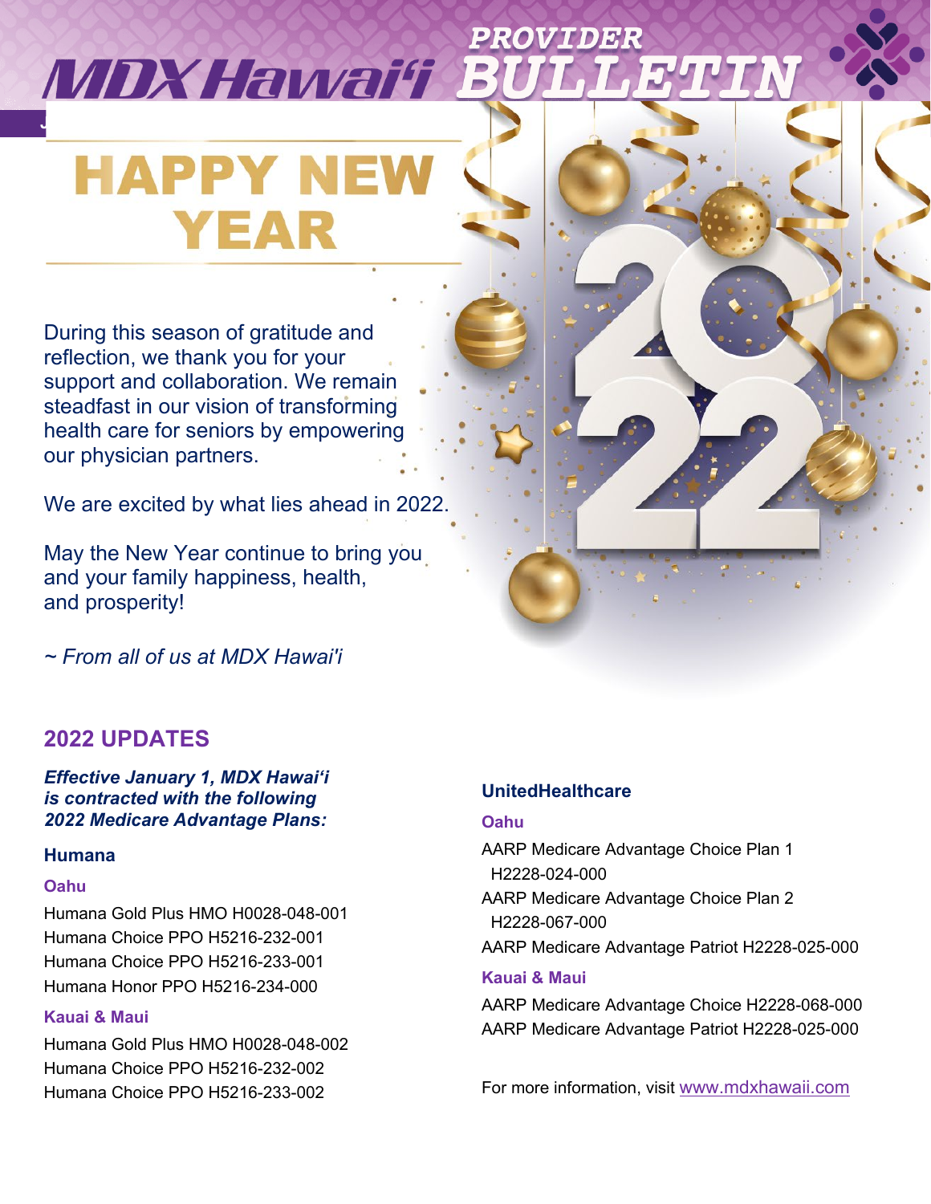# MDX Hawai'i PROVIDER BULLETIN

# HAPPY NEW YEAR

During this season of gratitude and reflection, we thank you for your support and collaboration. We remain steadfast in our vision of transforming health care for seniors by empowering our physician partners.

We are excited by what lies ahead in 2022.

May the New Year continue to bring you and your family happiness, health, and prosperity!

*~ From all of us at MDX Hawai'i*

## 2022 UPDATES

***Effective January 1, MDX Hawaiʻi is contracted with the following 2022 Medicare Advantage Plans:***

### Humana

#### Oahu

Humana Gold Plus HMO H0028-048-001
Humana Choice PPO H5216-232-001
Humana Choice PPO H5216-233-001
Humana Honor PPO H5216-234-000

#### Kauai & Maui

Humana Gold Plus HMO H0028-048-002
Humana Choice PPO H5216-232-002
Humana Choice PPO H5216-233-002

### UnitedHealthcare

#### Oahu

AARP Medicare Advantage Choice Plan 1 H2228-024-000
AARP Medicare Advantage Choice Plan 2 H2228-067-000
AARP Medicare Advantage Patriot H2228-025-000

#### Kauai & Maui

AARP Medicare Advantage Choice H2228-068-000
AARP Medicare Advantage Patriot H2228-025-000

For more information, visit www.mdxhawaii.com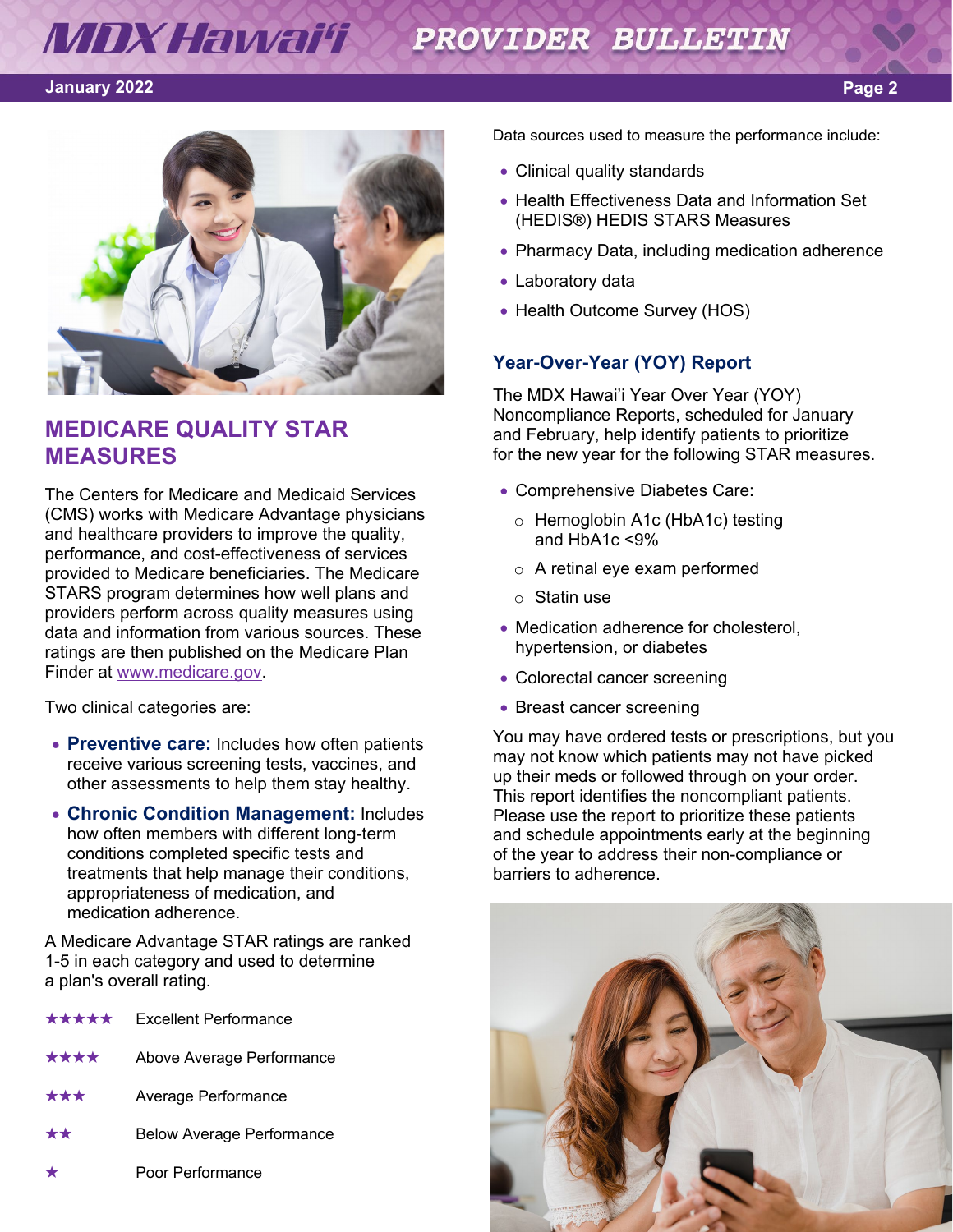## MEDICARE QUALITY STAR MEASURES

The Centers for Medicare and Medicaid Services (CMS) works with Medicare Advantage physicians and healthcare providers to improve the quality, performance, and cost-effectiveness of services provided to Medicare beneficiaries. The Medicare STARS program determines how well plans and providers perform across quality measures using data and information from various sources. These ratings are then published on the Medicare Plan Finder at www.medicare.gov.

Two clinical categories are:

- **Preventive care:** Includes how often patients receive various screening tests, vaccines, and other assessments to help them stay healthy.
- **Chronic Condition Management:** Includes how often members with different long-term conditions completed specific tests and treatments that help manage their conditions, appropriateness of medication, and medication adherence.

A Medicare Advantage STAR ratings are ranked 1-5 in each category and used to determine a plan's overall rating.

| | |
|---|---|
| ★★★★★ | Excellent Performance |
| ★★★★ | Above Average Performance |
| ★★★ | Average Performance |
| ★★ | Below Average Performance |
| ★ | Poor Performance |

Data sources used to measure the performance include:

- Clinical quality standards
- Health Effectiveness Data and Information Set (HEDIS®) HEDIS STARS Measures
- Pharmacy Data, including medication adherence
- Laboratory data
- Health Outcome Survey (HOS)

### Year-Over-Year (YOY) Report

The MDX Hawai'i Year Over Year (YOY) Noncompliance Reports, scheduled for January and February, help identify patients to prioritize for the new year for the following STAR measures.

- Comprehensive Diabetes Care:
  - Hemoglobin A1c (HbA1c) testing and HbA1c <9%
  - A retinal eye exam performed
  - Statin use
- Medication adherence for cholesterol, hypertension, or diabetes
- Colorectal cancer screening
- Breast cancer screening

You may have ordered tests or prescriptions, but you may not know which patients may not have picked up their meds or followed through on your order. This report identifies the noncompliant patients. Please use the report to prioritize these patients and schedule appointments early at the beginning of the year to address their non-compliance or barriers to adherence.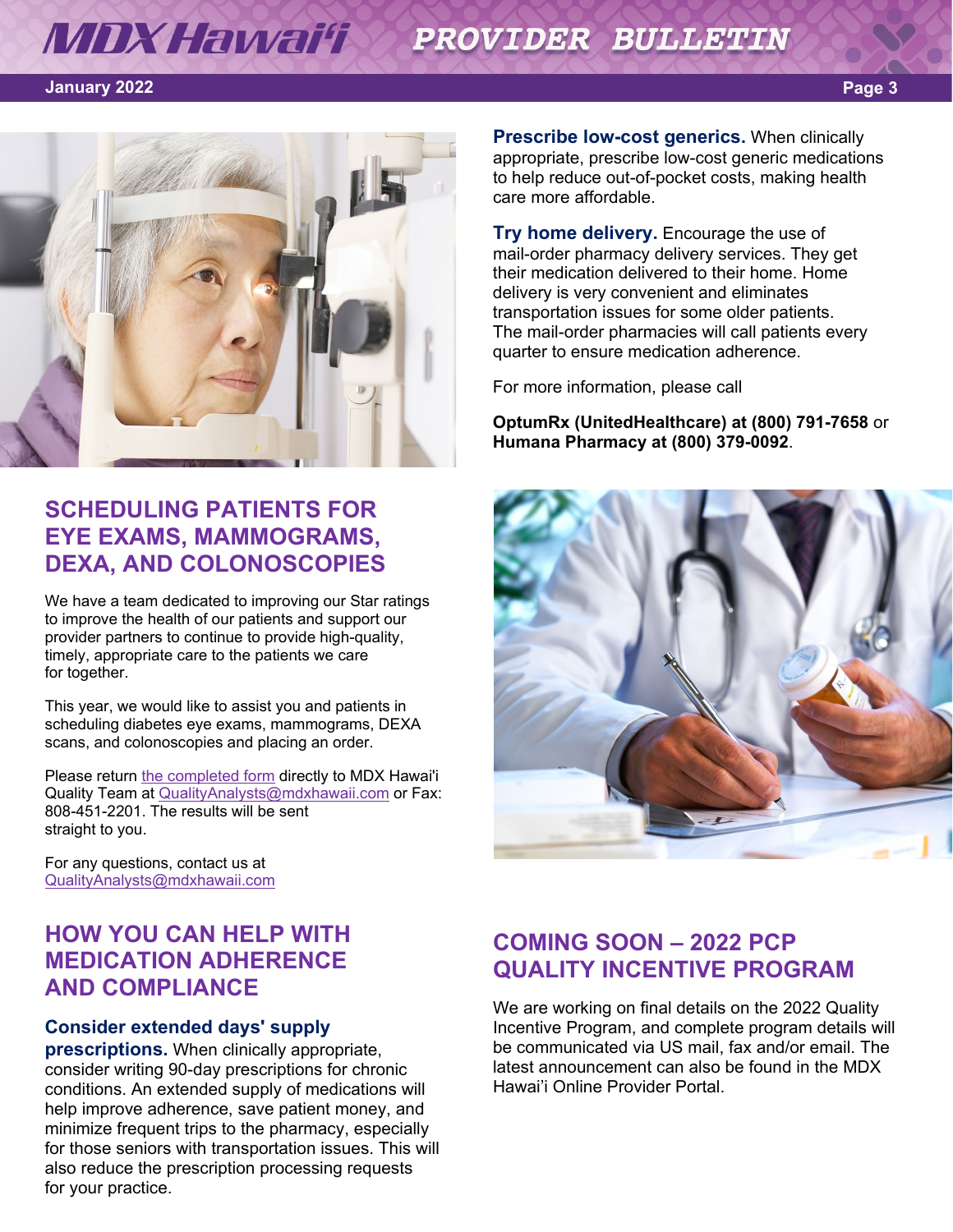## SCHEDULING PATIENTS FOR EYE EXAMS, MAMMOGRAMS, DEXA, AND COLONOSCOPIES

We have a team dedicated to improving our Star ratings to improve the health of our patients and support our provider partners to continue to provide high-quality, timely, appropriate care to the patients we care for together.

This year, we would like to assist you and patients in scheduling diabetes eye exams, mammograms, DEXA scans, and colonoscopies and placing an order.

Please return the completed form directly to MDX Hawai'i Quality Team at QualityAnalysts@mdxhawaii.com or Fax: 808-451-2201. The results will be sent straight to you.

For any questions, contact us at QualityAnalysts@mdxhawaii.com

## HOW YOU CAN HELP WITH MEDICATION ADHERENCE AND COMPLIANCE

**Consider extended days' supply prescriptions.** When clinically appropriate, consider writing 90-day prescriptions for chronic conditions. An extended supply of medications will help improve adherence, save patient money, and minimize frequent trips to the pharmacy, especially for those seniors with transportation issues. This will also reduce the prescription processing requests for your practice.

**Prescribe low-cost generics.** When clinically appropriate, prescribe low-cost generic medications to help reduce out-of-pocket costs, making health care more affordable.

**Try home delivery.** Encourage the use of mail-order pharmacy delivery services. They get their medication delivered to their home. Home delivery is very convenient and eliminates transportation issues for some older patients. The mail-order pharmacies will call patients every quarter to ensure medication adherence.

For more information, please call

**OptumRx (UnitedHealthcare) at (800) 791-7658** or **Humana Pharmacy at (800) 379-0092**.

## COMING SOON – 2022 PCP QUALITY INCENTIVE PROGRAM

We are working on final details on the 2022 Quality Incentive Program, and complete program details will be communicated via US mail, fax and/or email. The latest announcement can also be found in the MDX Hawai'i Online Provider Portal.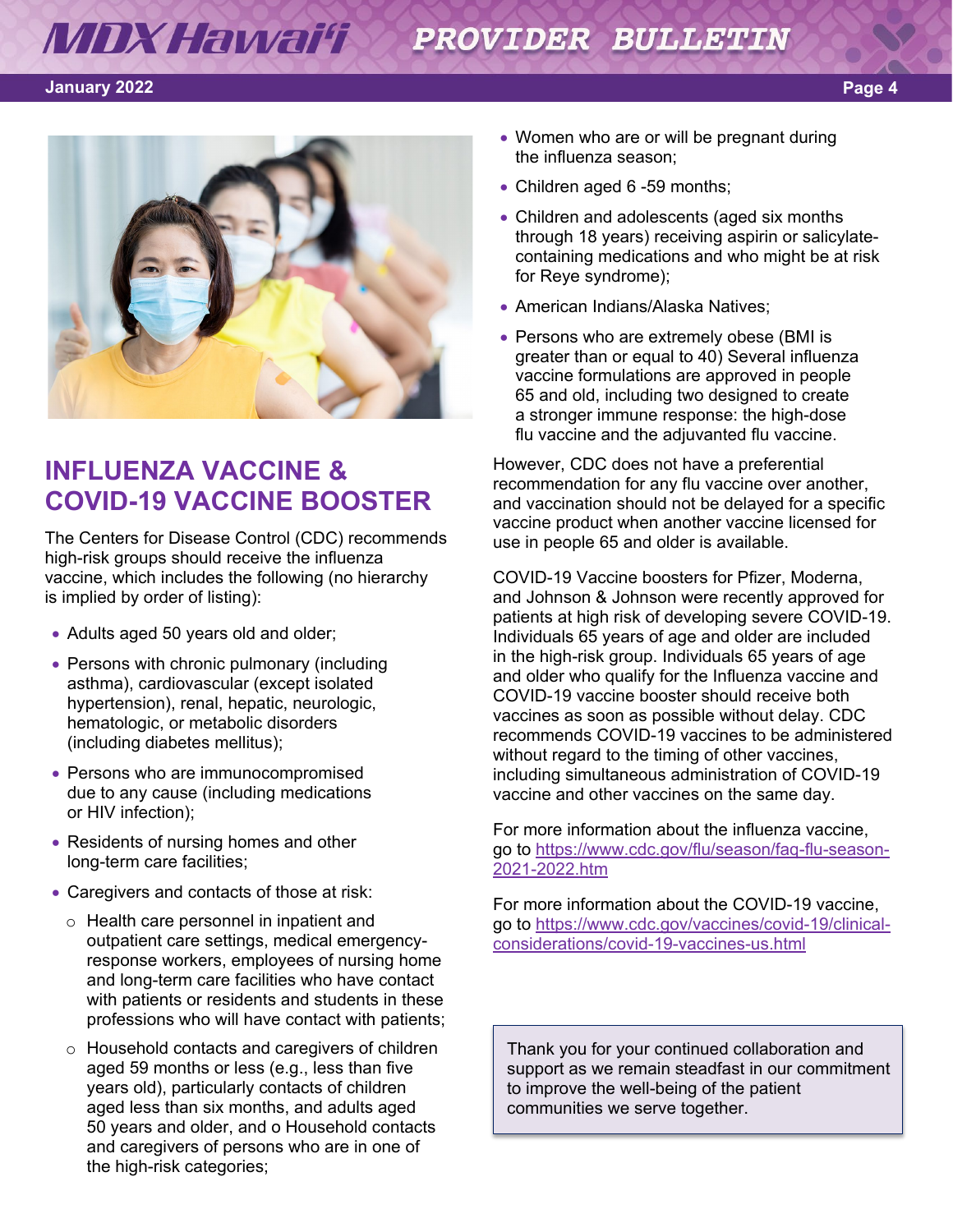## INFLUENZA VACCINE & COVID-19 VACCINE BOOSTER

The Centers for Disease Control (CDC) recommends high-risk groups should receive the influenza vaccine, which includes the following (no hierarchy is implied by order of listing):

- Adults aged 50 years old and older;
- Persons with chronic pulmonary (including asthma), cardiovascular (except isolated hypertension), renal, hepatic, neurologic, hematologic, or metabolic disorders (including diabetes mellitus);
- Persons who are immunocompromised due to any cause (including medications or HIV infection);
- Residents of nursing homes and other long-term care facilities;
- Caregivers and contacts of those at risk:
  - Health care personnel in inpatient and outpatient care settings, medical emergency-response workers, employees of nursing home and long-term care facilities who have contact with patients or residents and students in these professions who will have contact with patients;
  - Household contacts and caregivers of children aged 59 months or less (e.g., less than five years old), particularly contacts of children aged less than six months, and adults aged 50 years and older, and o Household contacts and caregivers of persons who are in one of the high-risk categories;
- Women who are or will be pregnant during the influenza season;
- Children aged 6 -59 months;
- Children and adolescents (aged six months through 18 years) receiving aspirin or salicylate-containing medications and who might be at risk for Reye syndrome);
- American Indians/Alaska Natives;
- Persons who are extremely obese (BMI is greater than or equal to 40) Several influenza vaccine formulations are approved in people 65 and old, including two designed to create a stronger immune response: the high-dose flu vaccine and the adjuvanted flu vaccine.

However, CDC does not have a preferential recommendation for any flu vaccine over another, and vaccination should not be delayed for a specific vaccine product when another vaccine licensed for use in people 65 and older is available.

COVID-19 Vaccine boosters for Pfizer, Moderna, and Johnson & Johnson were recently approved for patients at high risk of developing severe COVID-19. Individuals 65 years of age and older are included in the high-risk group. Individuals 65 years of age and older who qualify for the Influenza vaccine and COVID-19 vaccine booster should receive both vaccines as soon as possible without delay. CDC recommends COVID-19 vaccines to be administered without regard to the timing of other vaccines, including simultaneous administration of COVID-19 vaccine and other vaccines on the same day.

For more information about the influenza vaccine, go to https://www.cdc.gov/flu/season/faq-flu-season-2021-2022.htm

For more information about the COVID-19 vaccine, go to https://www.cdc.gov/vaccines/covid-19/clinical-considerations/covid-19-vaccines-us.html

Thank you for your continued collaboration and support as we remain steadfast in our commitment to improve the well-being of the patient communities we serve together.